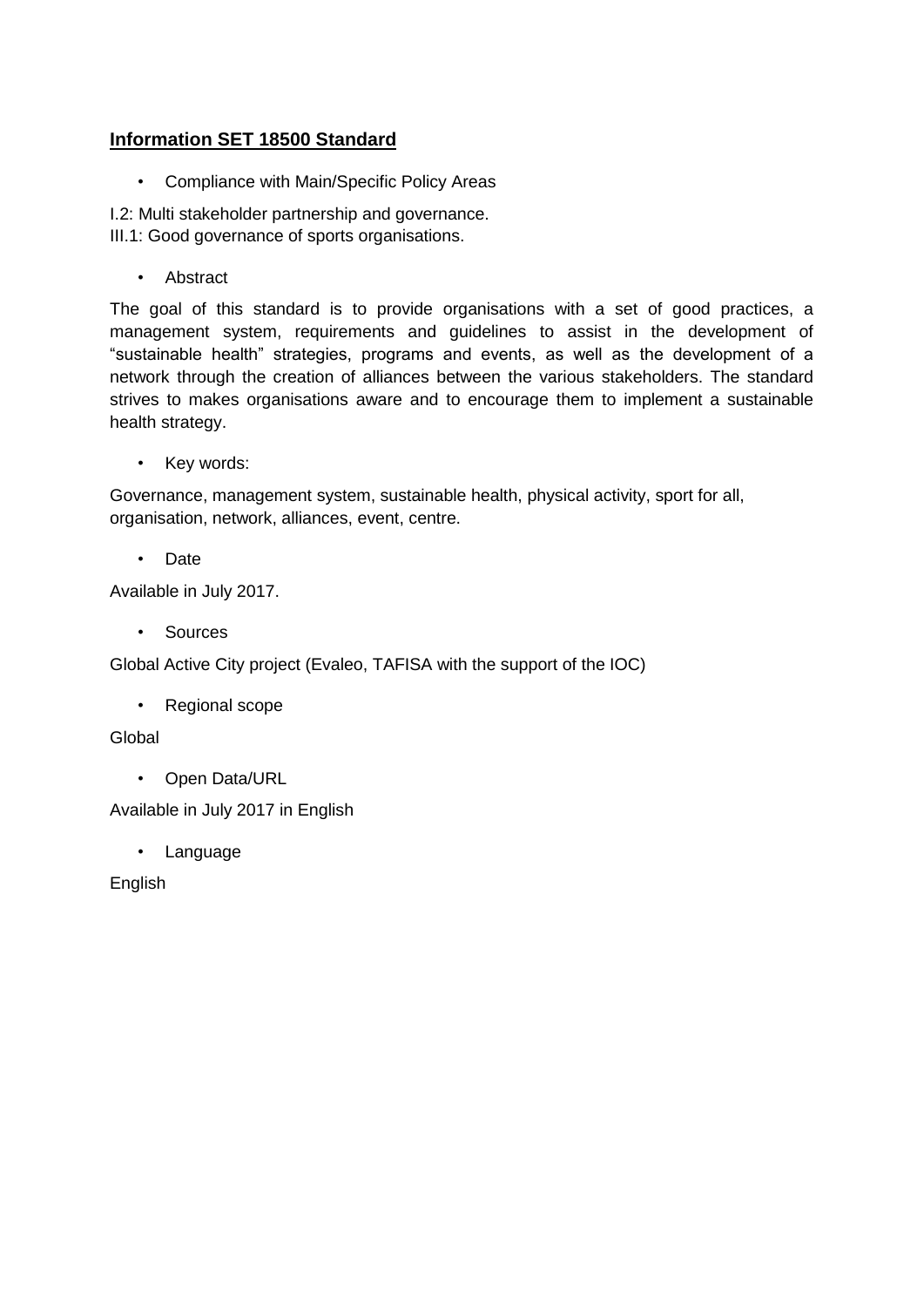## **Information SET 18500 Standard**

- Compliance with Main/Specific Policy Areas

I.2: Multi stakeholder partnership and governance.
III.1: Good governance of sports organisations.

- Abstract

The goal of this standard is to provide organisations with a set of good practices, a management system, requirements and guidelines to assist in the development of "sustainable health" strategies, programs and events, as well as the development of a network through the creation of alliances between the various stakeholders. The standard strives to makes organisations aware and to encourage them to implement a sustainable health strategy.

- Key words:

Governance, management system, sustainable health, physical activity, sport for all, organisation, network, alliances, event, centre.

- Date

Available in July 2017.

- Sources

Global Active City project (Evaleo, TAFISA with the support of the IOC)

- Regional scope

Global

- Open Data/URL

Available in July 2017 in English

- Language

English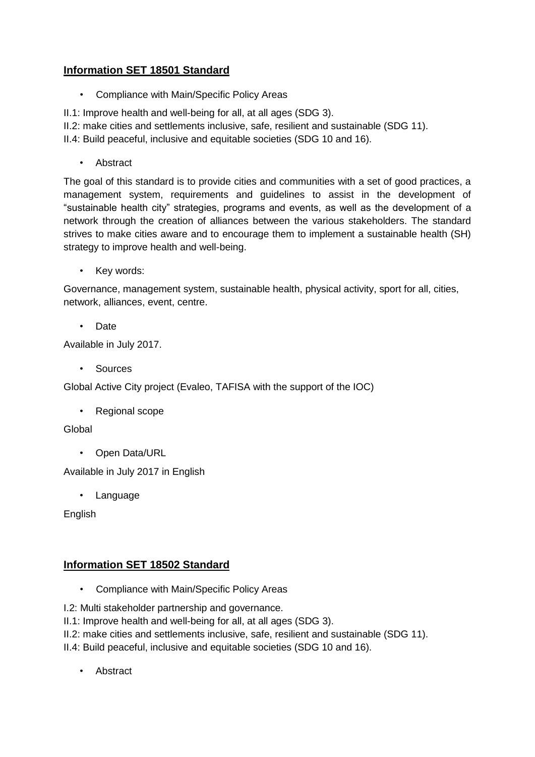## **Information SET 18501 Standard**

- Compliance with Main/Specific Policy Areas

II.1: Improve health and well-being for all, at all ages (SDG 3).
II.2: make cities and settlements inclusive, safe, resilient and sustainable (SDG 11).
II.4: Build peaceful, inclusive and equitable societies (SDG 10 and 16).

- Abstract

The goal of this standard is to provide cities and communities with a set of good practices, a management system, requirements and guidelines to assist in the development of "sustainable health city" strategies, programs and events, as well as the development of a network through the creation of alliances between the various stakeholders. The standard strives to make cities aware and to encourage them to implement a sustainable health (SH) strategy to improve health and well-being.

- Key words:

Governance, management system, sustainable health, physical activity, sport for all, cities, network, alliances, event, centre.

- Date

Available in July 2017.

- Sources

Global Active City project (Evaleo, TAFISA with the support of the IOC)

- Regional scope

Global

- Open Data/URL

Available in July 2017 in English

- Language

English

## **Information SET 18502 Standard**

- Compliance with Main/Specific Policy Areas

I.2: Multi stakeholder partnership and governance.
II.1: Improve health and well-being for all, at all ages (SDG 3).
II.2: make cities and settlements inclusive, safe, resilient and sustainable (SDG 11).
II.4: Build peaceful, inclusive and equitable societies (SDG 10 and 16).

- Abstract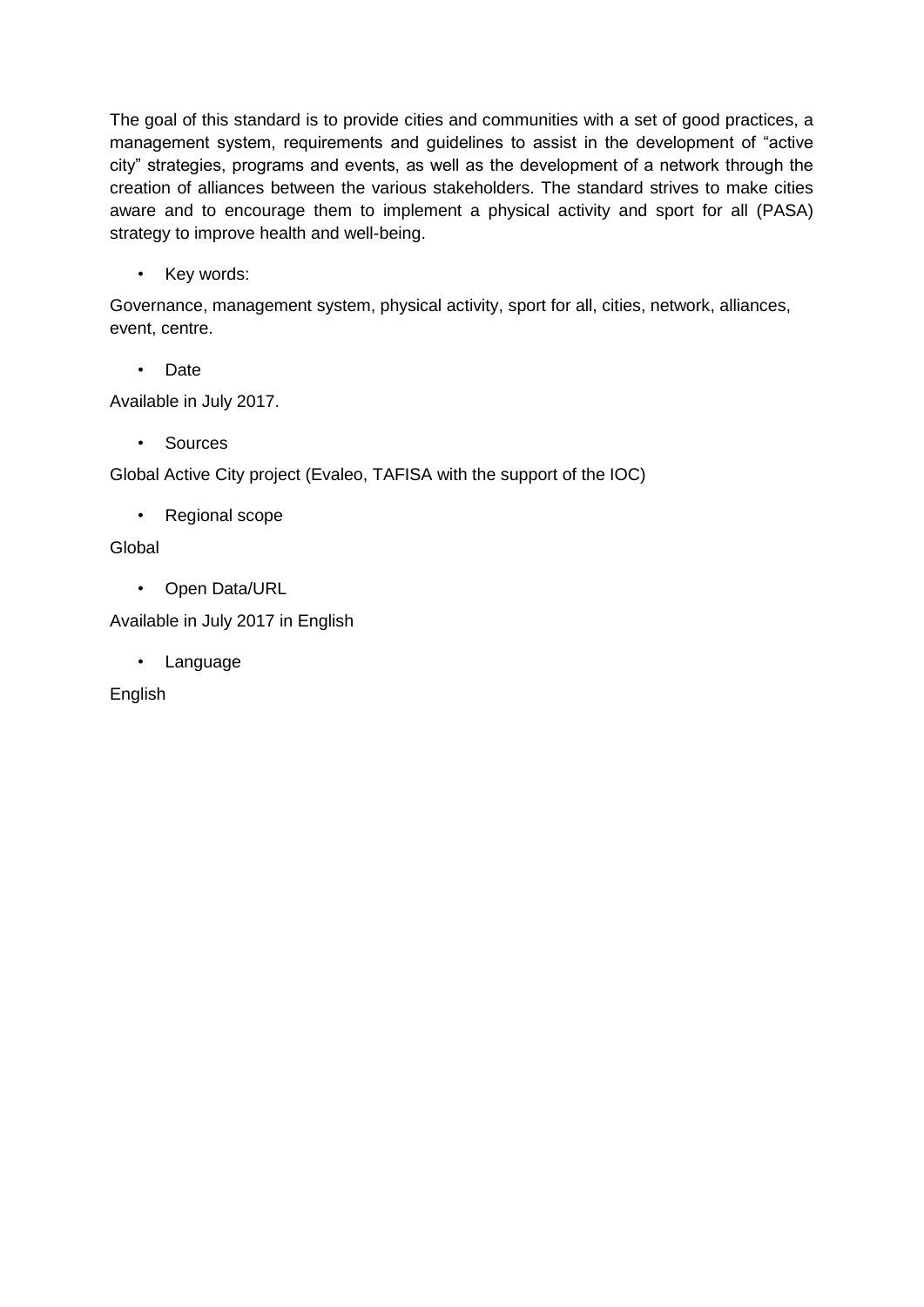The goal of this standard is to provide cities and communities with a set of good practices, a management system, requirements and guidelines to assist in the development of "active city" strategies, programs and events, as well as the development of a network through the creation of alliances between the various stakeholders. The standard strives to make cities aware and to encourage them to implement a physical activity and sport for all (PASA) strategy to improve health and well-being.

- Key words:

Governance, management system, physical activity, sport for all, cities, network, alliances, event, centre.

- Date

Available in July 2017.

- Sources

Global Active City project (Evaleo, TAFISA with the support of the IOC)

- Regional scope

Global

- Open Data/URL

Available in July 2017 in English

- Language

English